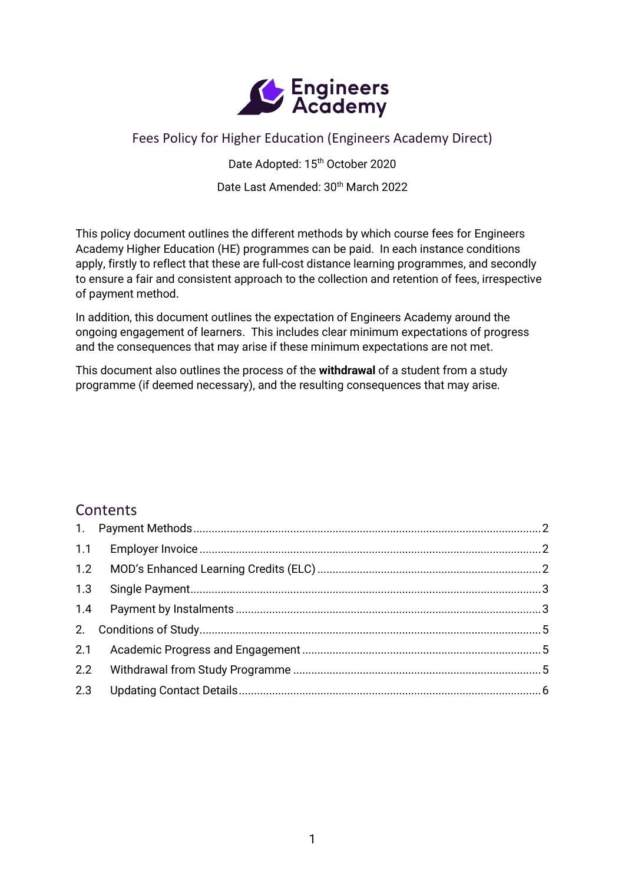# Fees Policy for Higher Education (Engineers Academy Direct)

Date Adopted: 15th October 2020

Date Last Amended: 30th March 2022

This policy document outlines the different methods by which course fees for Engineers Academy Higher Education (HE) programmes can be paid. In each instance conditions apply, firstly to reflect that these are full-cost distance learning programmes, and secondly to ensure a fair and consistent approach to the collection and retention of fees, irrespective of payment method.

In addition, this document outlines the expectation of Engineers Academy around the ongoing engagement of learners. This includes clear minimum expectations of progress and the consequences that may arise if these minimum expectations are not met.

This document also outlines the process of the **withdrawal** of a student from a study programme (if deemed necessary), and the resulting consequences that may arise.

## Contents

1. Payment Methods ........ 2
   - 1.1 Employer Invoice ........ 2
   - 1.2 MOD's Enhanced Learning Credits (ELC) ........ 2
   - 1.3 Single Payment ........ 3
   - 1.4 Payment by Instalments ........ 3
2. Conditions of Study ........ 5
   - 2.1 Academic Progress and Engagement ........ 5
   - 2.2 Withdrawal from Study Programme ........ 5
   - 2.3 Updating Contact Details ........ 6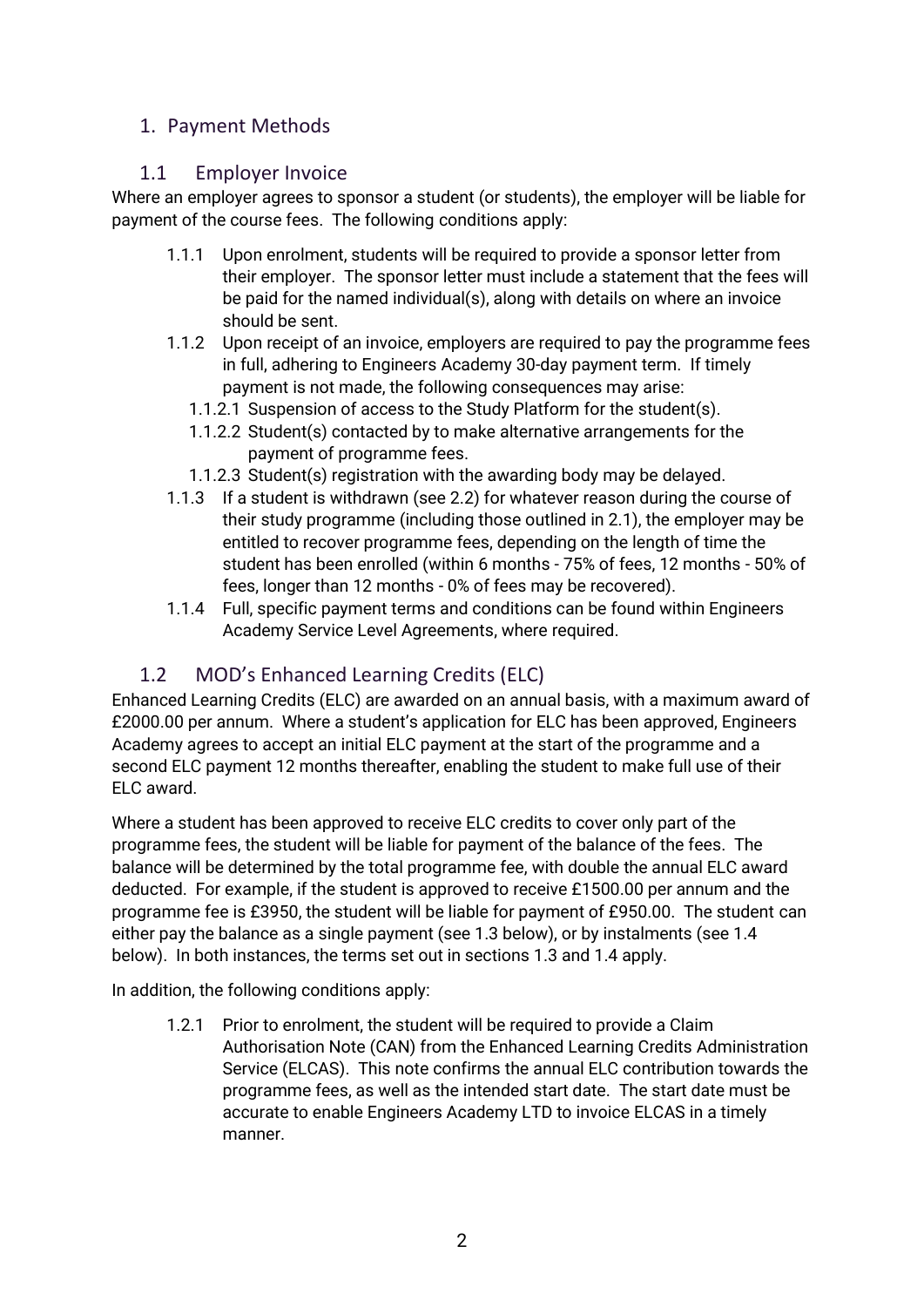# 1. Payment Methods

## 1.1 Employer Invoice

Where an employer agrees to sponsor a student (or students), the employer will be liable for payment of the course fees. The following conditions apply:

- 1.1.1 Upon enrolment, students will be required to provide a sponsor letter from their employer. The sponsor letter must include a statement that the fees will be paid for the named individual(s), along with details on where an invoice should be sent.
- 1.1.2 Upon receipt of an invoice, employers are required to pay the programme fees in full, adhering to Engineers Academy 30-day payment term. If timely payment is not made, the following consequences may arise:
  - 1.1.2.1 Suspension of access to the Study Platform for the student(s).
  - 1.1.2.2 Student(s) contacted by to make alternative arrangements for the payment of programme fees.
  - 1.1.2.3 Student(s) registration with the awarding body may be delayed.
- 1.1.3 If a student is withdrawn (see 2.2) for whatever reason during the course of their study programme (including those outlined in 2.1), the employer may be entitled to recover programme fees, depending on the length of time the student has been enrolled (within 6 months - 75% of fees, 12 months - 50% of fees, longer than 12 months - 0% of fees may be recovered).
- 1.1.4 Full, specific payment terms and conditions can be found within Engineers Academy Service Level Agreements, where required.

## 1.2 MOD's Enhanced Learning Credits (ELC)

Enhanced Learning Credits (ELC) are awarded on an annual basis, with a maximum award of £2000.00 per annum. Where a student's application for ELC has been approved, Engineers Academy agrees to accept an initial ELC payment at the start of the programme and a second ELC payment 12 months thereafter, enabling the student to make full use of their ELC award.

Where a student has been approved to receive ELC credits to cover only part of the programme fees, the student will be liable for payment of the balance of the fees. The balance will be determined by the total programme fee, with double the annual ELC award deducted. For example, if the student is approved to receive £1500.00 per annum and the programme fee is £3950, the student will be liable for payment of £950.00. The student can either pay the balance as a single payment (see 1.3 below), or by instalments (see 1.4 below). In both instances, the terms set out in sections 1.3 and 1.4 apply.

In addition, the following conditions apply:

- 1.2.1 Prior to enrolment, the student will be required to provide a Claim Authorisation Note (CAN) from the Enhanced Learning Credits Administration Service (ELCAS). This note confirms the annual ELC contribution towards the programme fees, as well as the intended start date. The start date must be accurate to enable Engineers Academy LTD to invoice ELCAS in a timely manner.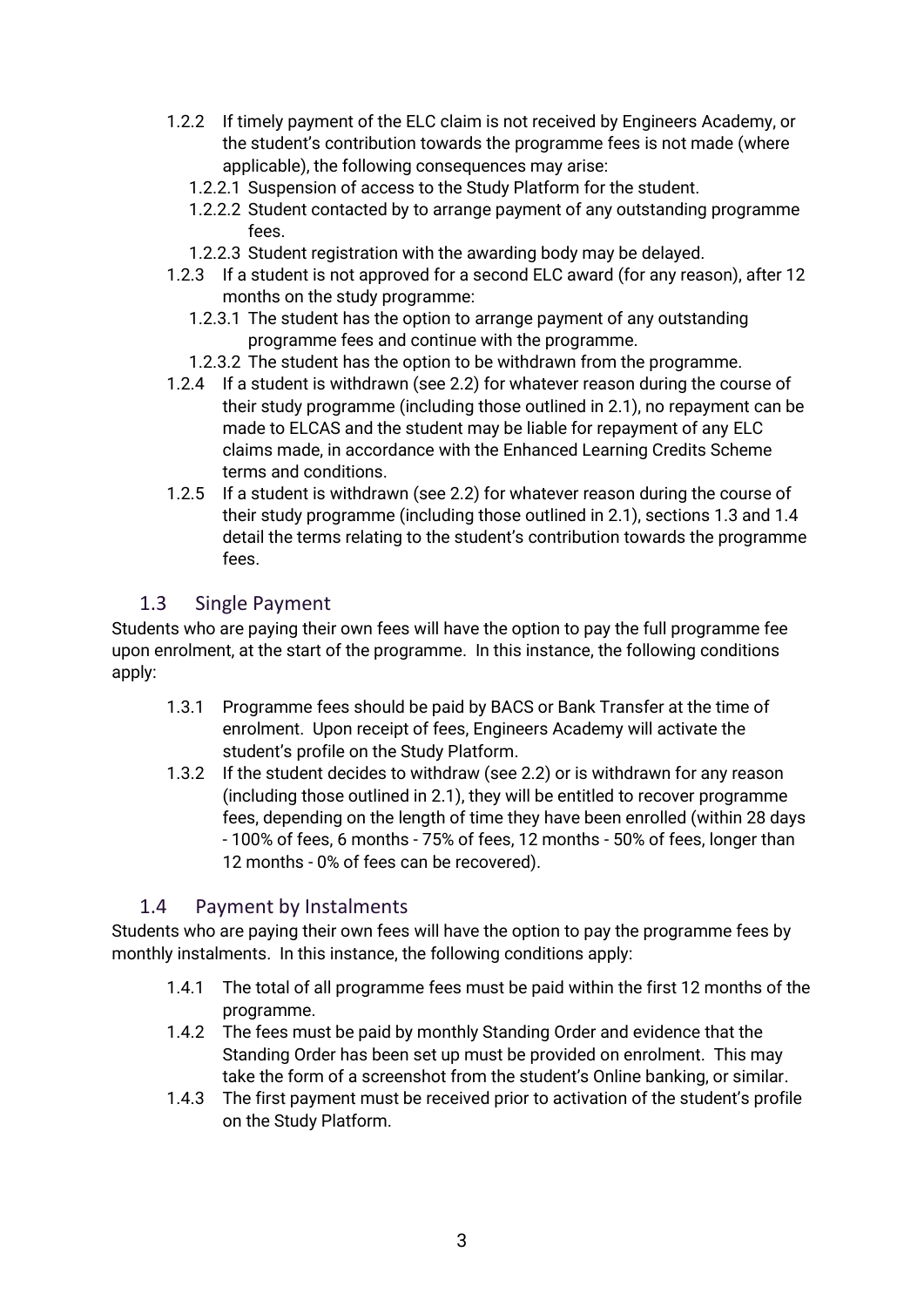- 1.2.2 If timely payment of the ELC claim is not received by Engineers Academy, or the student's contribution towards the programme fees is not made (where applicable), the following consequences may arise:
  - 1.2.2.1 Suspension of access to the Study Platform for the student.
  - 1.2.2.2 Student contacted by to arrange payment of any outstanding programme fees.
  - 1.2.2.3 Student registration with the awarding body may be delayed.
- 1.2.3 If a student is not approved for a second ELC award (for any reason), after 12 months on the study programme:
  - 1.2.3.1 The student has the option to arrange payment of any outstanding programme fees and continue with the programme.
  - 1.2.3.2 The student has the option to be withdrawn from the programme.
- 1.2.4 If a student is withdrawn (see 2.2) for whatever reason during the course of their study programme (including those outlined in 2.1), no repayment can be made to ELCAS and the student may be liable for repayment of any ELC claims made, in accordance with the Enhanced Learning Credits Scheme terms and conditions.
- 1.2.5 If a student is withdrawn (see 2.2) for whatever reason during the course of their study programme (including those outlined in 2.1), sections 1.3 and 1.4 detail the terms relating to the student's contribution towards the programme fees.

## 1.3 Single Payment

Students who are paying their own fees will have the option to pay the full programme fee upon enrolment, at the start of the programme. In this instance, the following conditions apply:

- 1.3.1 Programme fees should be paid by BACS or Bank Transfer at the time of enrolment. Upon receipt of fees, Engineers Academy will activate the student's profile on the Study Platform.
- 1.3.2 If the student decides to withdraw (see 2.2) or is withdrawn for any reason (including those outlined in 2.1), they will be entitled to recover programme fees, depending on the length of time they have been enrolled (within 28 days - 100% of fees, 6 months - 75% of fees, 12 months - 50% of fees, longer than 12 months - 0% of fees can be recovered).

## 1.4 Payment by Instalments

Students who are paying their own fees will have the option to pay the programme fees by monthly instalments. In this instance, the following conditions apply:

- 1.4.1 The total of all programme fees must be paid within the first 12 months of the programme.
- 1.4.2 The fees must be paid by monthly Standing Order and evidence that the Standing Order has been set up must be provided on enrolment. This may take the form of a screenshot from the student's Online banking, or similar.
- 1.4.3 The first payment must be received prior to activation of the student's profile on the Study Platform.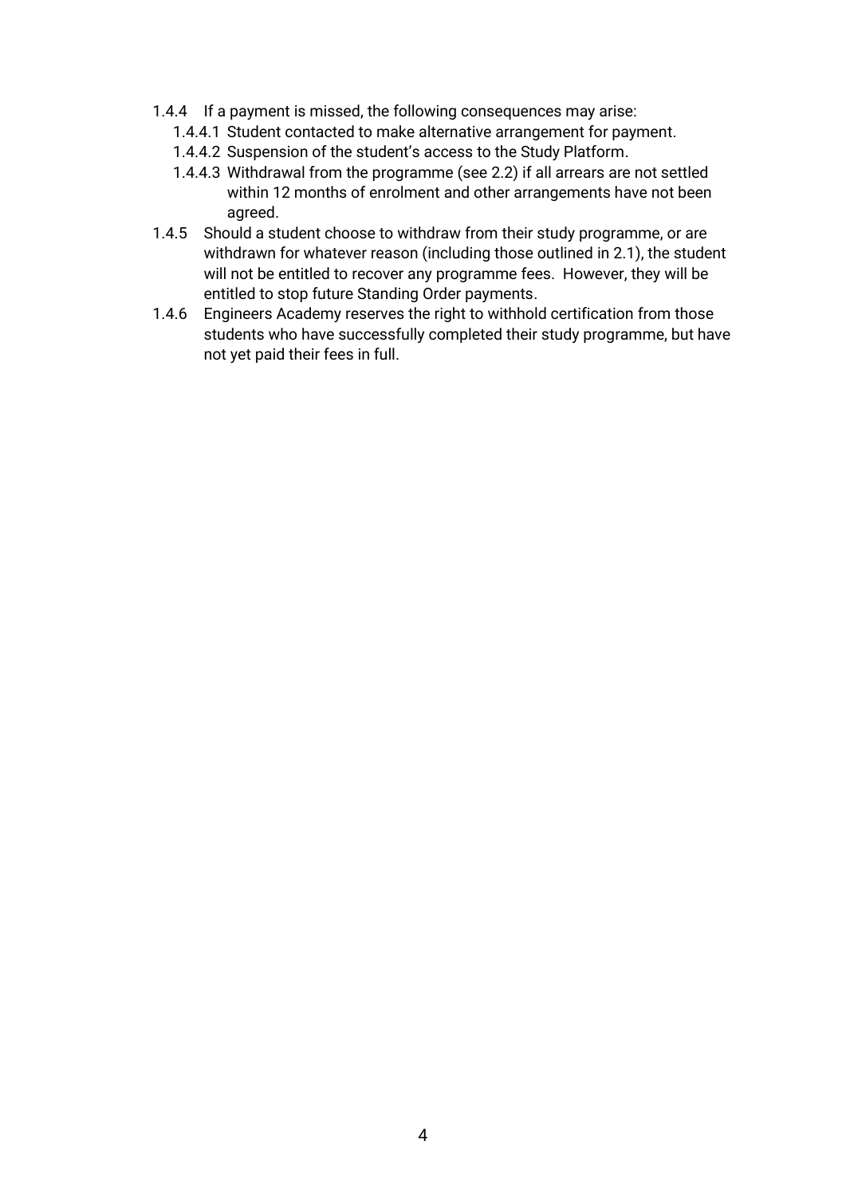1.4.4 If a payment is missed, the following consequences may arise:
   - 1.4.4.1 Student contacted to make alternative arrangement for payment.
   - 1.4.4.2 Suspension of the student's access to the Study Platform.
   - 1.4.4.3 Withdrawal from the programme (see 2.2) if all arrears are not settled within 12 months of enrolment and other arrangements have not been agreed.

1.4.5 Should a student choose to withdraw from their study programme, or are withdrawn for whatever reason (including those outlined in 2.1), the student will not be entitled to recover any programme fees. However, they will be entitled to stop future Standing Order payments.

1.4.6 Engineers Academy reserves the right to withhold certification from those students who have successfully completed their study programme, but have not yet paid their fees in full.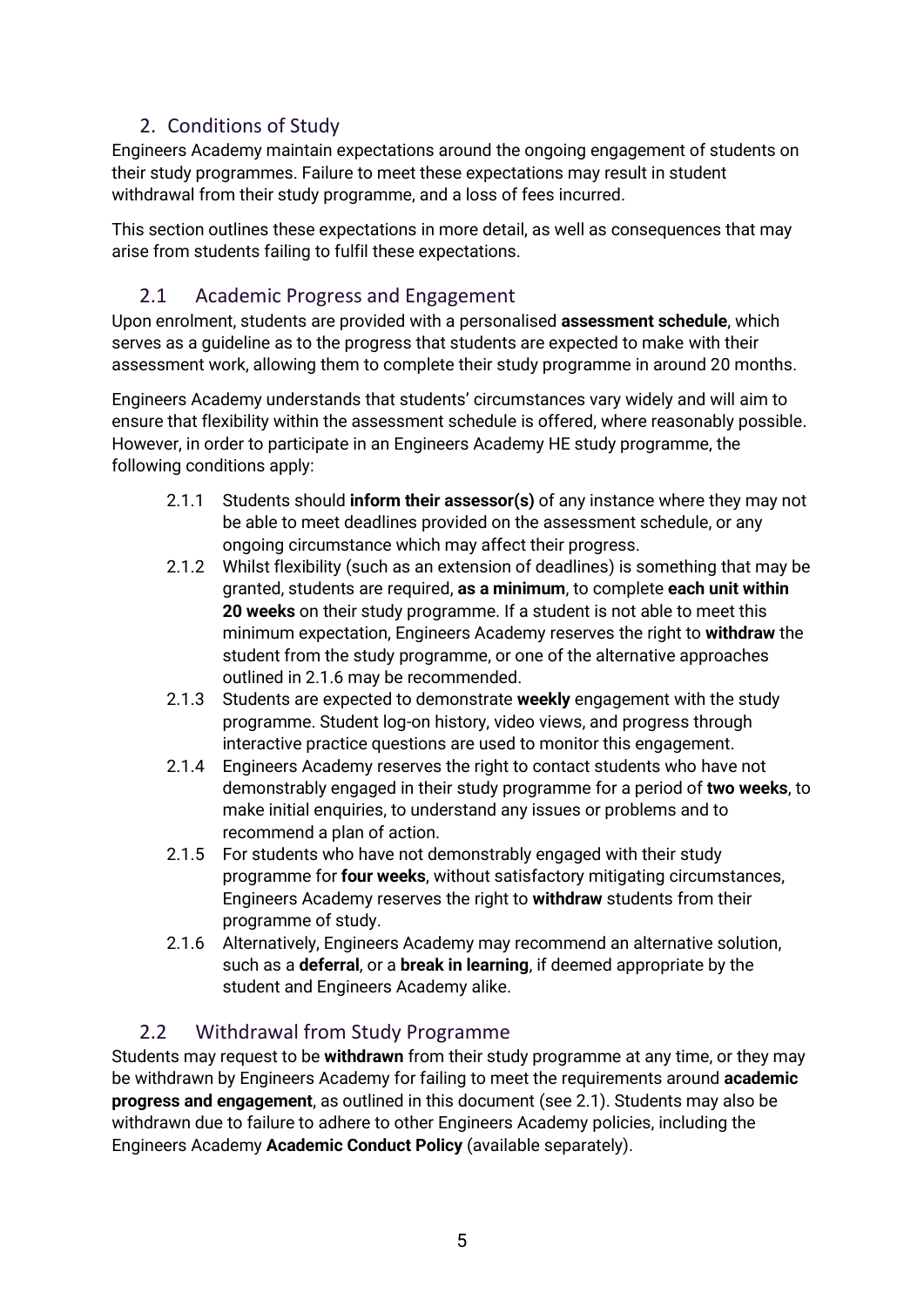## 2. Conditions of Study

Engineers Academy maintain expectations around the ongoing engagement of students on their study programmes. Failure to meet these expectations may result in student withdrawal from their study programme, and a loss of fees incurred.

This section outlines these expectations in more detail, as well as consequences that may arise from students failing to fulfil these expectations.

### 2.1 Academic Progress and Engagement

Upon enrolment, students are provided with a personalised **assessment schedule**, which serves as a guideline as to the progress that students are expected to make with their assessment work, allowing them to complete their study programme in around 20 months.

Engineers Academy understands that students' circumstances vary widely and will aim to ensure that flexibility within the assessment schedule is offered, where reasonably possible. However, in order to participate in an Engineers Academy HE study programme, the following conditions apply:

- 2.1.1 Students should **inform their assessor(s)** of any instance where they may not be able to meet deadlines provided on the assessment schedule, or any ongoing circumstance which may affect their progress.
- 2.1.2 Whilst flexibility (such as an extension of deadlines) is something that may be granted, students are required, **as a minimum**, to complete **each unit within 20 weeks** on their study programme. If a student is not able to meet this minimum expectation, Engineers Academy reserves the right to **withdraw** the student from the study programme, or one of the alternative approaches outlined in 2.1.6 may be recommended.
- 2.1.3 Students are expected to demonstrate **weekly** engagement with the study programme. Student log-on history, video views, and progress through interactive practice questions are used to monitor this engagement.
- 2.1.4 Engineers Academy reserves the right to contact students who have not demonstrably engaged in their study programme for a period of **two weeks**, to make initial enquiries, to understand any issues or problems and to recommend a plan of action.
- 2.1.5 For students who have not demonstrably engaged with their study programme for **four weeks**, without satisfactory mitigating circumstances, Engineers Academy reserves the right to **withdraw** students from their programme of study.
- 2.1.6 Alternatively, Engineers Academy may recommend an alternative solution, such as a **deferral**, or a **break in learning**, if deemed appropriate by the student and Engineers Academy alike.

### 2.2 Withdrawal from Study Programme

Students may request to be **withdrawn** from their study programme at any time, or they may be withdrawn by Engineers Academy for failing to meet the requirements around **academic progress and engagement**, as outlined in this document (see 2.1). Students may also be withdrawn due to failure to adhere to other Engineers Academy policies, including the Engineers Academy **Academic Conduct Policy** (available separately).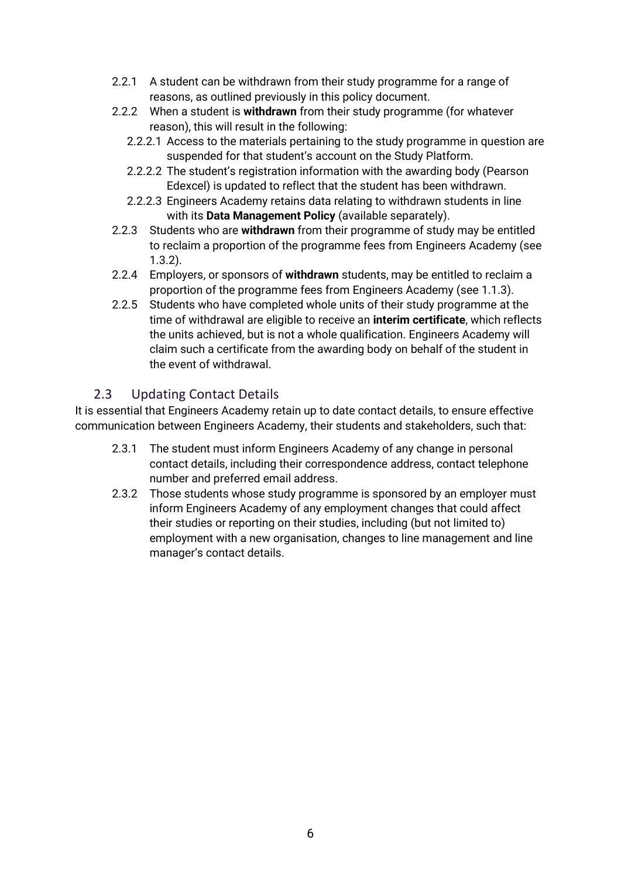- 2.2.1 A student can be withdrawn from their study programme for a range of reasons, as outlined previously in this policy document.
- 2.2.2 When a student is **withdrawn** from their study programme (for whatever reason), this will result in the following:
  - 2.2.2.1 Access to the materials pertaining to the study programme in question are suspended for that student's account on the Study Platform.
  - 2.2.2.2 The student's registration information with the awarding body (Pearson Edexcel) is updated to reflect that the student has been withdrawn.
  - 2.2.2.3 Engineers Academy retains data relating to withdrawn students in line with its **Data Management Policy** (available separately).
- 2.2.3 Students who are **withdrawn** from their programme of study may be entitled to reclaim a proportion of the programme fees from Engineers Academy (see 1.3.2).
- 2.2.4 Employers, or sponsors of **withdrawn** students, may be entitled to reclaim a proportion of the programme fees from Engineers Academy (see 1.1.3).
- 2.2.5 Students who have completed whole units of their study programme at the time of withdrawal are eligible to receive an **interim certificate**, which reflects the units achieved, but is not a whole qualification. Engineers Academy will claim such a certificate from the awarding body on behalf of the student in the event of withdrawal.

## 2.3 Updating Contact Details

It is essential that Engineers Academy retain up to date contact details, to ensure effective communication between Engineers Academy, their students and stakeholders, such that:

- 2.3.1 The student must inform Engineers Academy of any change in personal contact details, including their correspondence address, contact telephone number and preferred email address.
- 2.3.2 Those students whose study programme is sponsored by an employer must inform Engineers Academy of any employment changes that could affect their studies or reporting on their studies, including (but not limited to) employment with a new organisation, changes to line management and line manager's contact details.